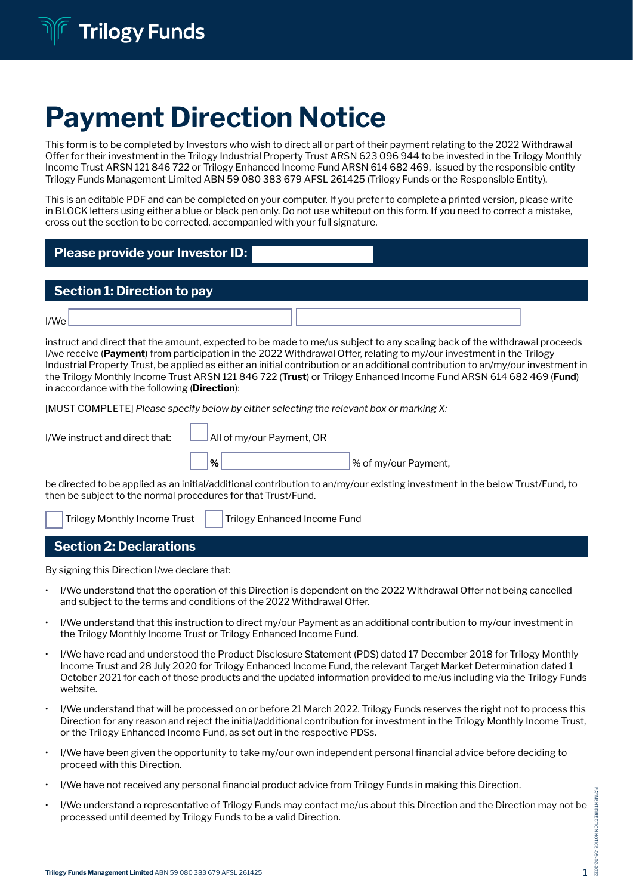# Payment Direction Notice

This form is to be completed by Investors who wish to direct all or part of their payment relating to the 2022 Withdrawal Offer for their investment in the Trilogy Industrial Property Trust ARSN 623 096 944 to be invested in the Trilogy Monthly Income Trust ARSN 121 846 722 or Trilogy Enhanced Income Fund ARSN 614 682 469, issued by the responsible entity Trilogy Funds Management Limited ABN 59 080 383 679 AFSL 261425 (Trilogy Funds or the Responsible Entity).

This is an editable PDF and can be completed on your computer. If you prefer to complete a printed version, please write in BLOCK letters using either a blue or black pen only. Do not use whiteout on this form. If you need to correct a mistake, cross out the section to be corrected, accompanied with your full signature.

## Please provide your Investor ID:

## Section 1: Direction to pay

I/We

instruct and direct that the amount, expected to be made to me/us subject to any scaling back of the withdrawal proceeds I/we receive (**Payment**) from participation in the 2022 Withdrawal Offer, relating to my/our investment in the Trilogy Industrial Property Trust, be applied as either an initial contribution or an additional contribution to an/my/our investment in the Trilogy Monthly Income Trust ARSN 121 846 722 (**Trust**) or Trilogy Enhanced Income Fund ARSN 614 682 469 (**Fund**) in accordance with the following (**Direction**):

[MUST COMPLETE] *Please specify below by either selecting the relevant box or marking X:*

I/We instruct and direct that:

☐ All of my/our Payment, OR

☐ % ______ % of my/our Payment,

be directed to be applied as an initial/additional contribution to an/my/our existing investment in the below Trust/Fund, to then be subject to the normal procedures for that Trust/Fund.

☐ Trilogy Monthly Income Trust ☐ Trilogy Enhanced Income Fund

## Section 2: Declarations

By signing this Direction I/we declare that:

- I/We understand that the operation of this Direction is dependent on the 2022 Withdrawal Offer not being cancelled and subject to the terms and conditions of the 2022 Withdrawal Offer.
- I/We understand that this instruction to direct my/our Payment as an additional contribution to my/our investment in the Trilogy Monthly Income Trust or Trilogy Enhanced Income Fund.
- I/We have read and understood the Product Disclosure Statement (PDS) dated 17 December 2018 for Trilogy Monthly Income Trust and 28 July 2020 for Trilogy Enhanced Income Fund, the relevant Target Market Determination dated 1 October 2021 for each of those products and the updated information provided to me/us including via the Trilogy Funds website.
- I/We understand that will be processed on or before 21 March 2022. Trilogy Funds reserves the right not to process this Direction for any reason and reject the initial/additional contribution for investment in the Trilogy Monthly Income Trust, or the Trilogy Enhanced Income Fund, as set out in the respective PDSs.
- I/We have been given the opportunity to take my/our own independent personal financial advice before deciding to proceed with this Direction.
- I/We have not received any personal financial product advice from Trilogy Funds in making this Direction.
- I/We understand a representative of Trilogy Funds may contact me/us about this Direction and the Direction may not be processed until deemed by Trilogy Funds to be a valid Direction.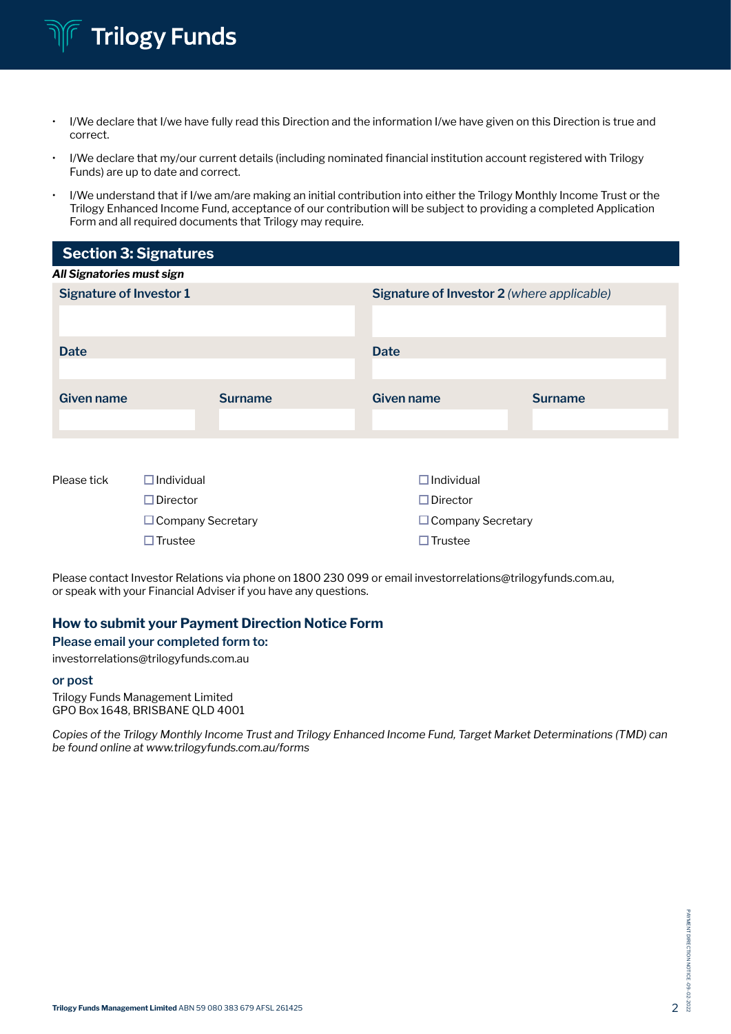- I/We declare that I/we have fully read this Direction and the information I/we have given on this Direction is true and correct.
- I/We declare that my/our current details (including nominated financial institution account registered with Trilogy Funds) are up to date and correct.
- I/We understand that if I/we am/are making an initial contribution into either the Trilogy Monthly Income Trust or the Trilogy Enhanced Income Fund, acceptance of our contribution will be subject to providing a completed Application Form and all required documents that Trilogy may require.

## Section 3: Signatures

***All Signatories must sign***

| | | | |
|---|---|---|---|
| **Signature of Investor 1** | | **Signature of Investor 2** *(where applicable)* | |
| | | | |
| **Date** | | **Date** | |
| | | | |
| **Given name** | **Surname** | **Given name** | **Surname** |
| | | | |

| | | |
|---|---|---|
| Please tick | ☐ Individual | ☐ Individual |
| | ☐ Director | ☐ Director |
| | ☐ Company Secretary | ☐ Company Secretary |
| | ☐ Trustee | ☐ Trustee |

Please contact Investor Relations via phone on 1800 230 099 or email investorrelations@trilogyfunds.com.au, or speak with your Financial Adviser if you have any questions.

### How to submit your Payment Direction Notice Form

**Please email your completed form to:**

investorrelations@trilogyfunds.com.au

**or post**

Trilogy Funds Management Limited
GPO Box 1648, BRISBANE QLD 4001

*Copies of the Trilogy Monthly Income Trust and Trilogy Enhanced Income Fund, Target Market Determinations (TMD) can be found online at www.trilogyfunds.com.au/forms*

**Trilogy Funds Management Limited** ABN 59 080 383 679 AFSL 261425

PAYMENT DIRECTION NOTICE-09-02-2022